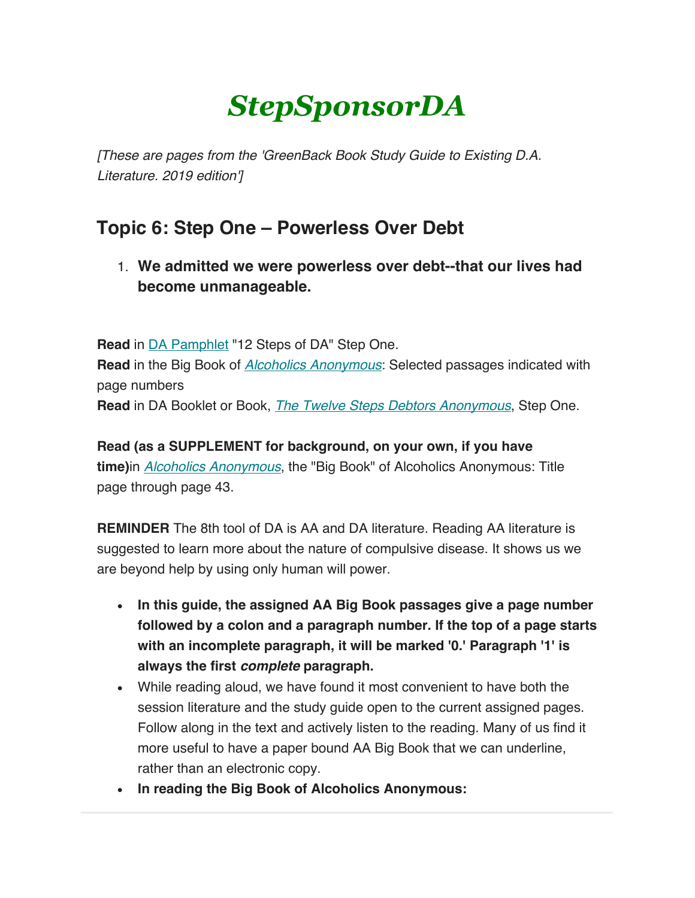# *StepSponsorDA*

*[These are pages from the 'GreenBack Book Study Guide to Existing D.A. Literature. 2019 edition']*

## Topic 6: Step One – Powerless Over Debt

1. **We admitted we were powerless over debt--that our lives had become unmanageable.**

**Read** in DA Pamphlet "12 Steps of DA" Step One.
**Read** in the Big Book of *Alcoholics Anonymous*: Selected passages indicated with page numbers
**Read** in DA Booklet or Book, *The Twelve Steps Debtors Anonymous*, Step One.

**Read (as a SUPPLEMENT for background, on your own, if you have time)**in *Alcoholics Anonymous*, the "Big Book" of Alcoholics Anonymous: Title page through page 43.

**REMINDER** The 8th tool of DA is AA and DA literature. Reading AA literature is suggested to learn more about the nature of compulsive disease. It shows us we are beyond help by using only human will power.

- **In this guide, the assigned AA Big Book passages give a page number followed by a colon and a paragraph number. If the top of a page starts with an incomplete paragraph, it will be marked '0.' Paragraph '1' is always the first *complete* paragraph.**
- While reading aloud, we have found it most convenient to have both the session literature and the study guide open to the current assigned pages. Follow along in the text and actively listen to the reading. Many of us find it more useful to have a paper bound AA Big Book that we can underline, rather than an electronic copy.
- **In reading the Big Book of Alcoholics Anonymous:**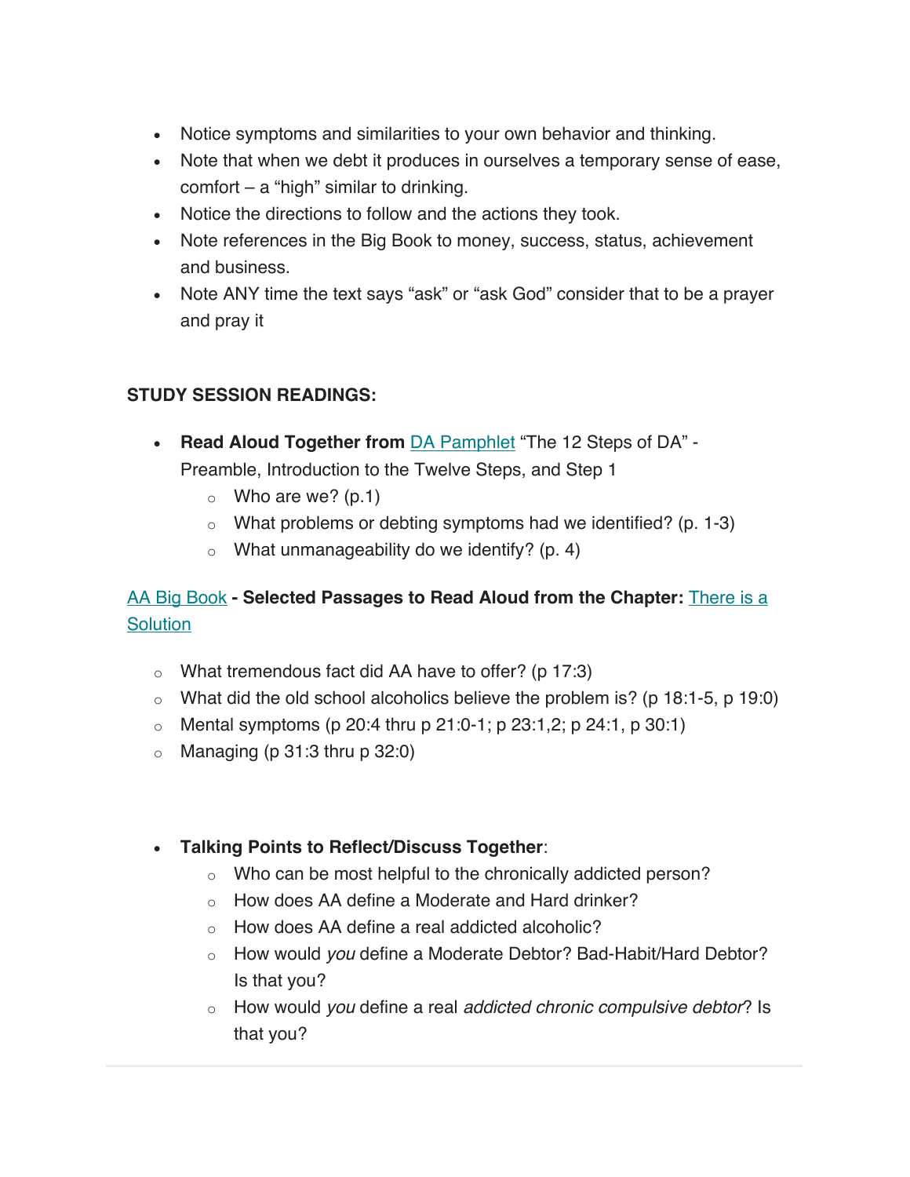- Notice symptoms and similarities to your own behavior and thinking.
- Note that when we debt it produces in ourselves a temporary sense of ease, comfort – a "high" similar to drinking.
- Notice the directions to follow and the actions they took.
- Note references in the Big Book to money, success, status, achievement and business.
- Note ANY time the text says "ask" or "ask God" consider that to be a prayer and pray it

**STUDY SESSION READINGS:**

- **Read Aloud Together from** DA Pamphlet "The 12 Steps of DA" - Preamble, Introduction to the Twelve Steps, and Step 1
  - Who are we? (p.1)
  - What problems or debting symptoms had we identified? (p. 1-3)
  - What unmanageability do we identify? (p. 4)

AA Big Book **- Selected Passages to Read Aloud from the Chapter:** There is a Solution

- What tremendous fact did AA have to offer? (p 17:3)
- What did the old school alcoholics believe the problem is? (p 18:1-5, p 19:0)
- Mental symptoms (p 20:4 thru p 21:0-1; p 23:1,2; p 24:1, p 30:1)
- Managing (p 31:3 thru p 32:0)

- **Talking Points to Reflect/Discuss Together**:
  - Who can be most helpful to the chronically addicted person?
  - How does AA define a Moderate and Hard drinker?
  - How does AA define a real addicted alcoholic?
  - How would *you* define a Moderate Debtor? Bad-Habit/Hard Debtor? Is that you?
  - How would *you* define a real *addicted chronic compulsive debtor*? Is that you?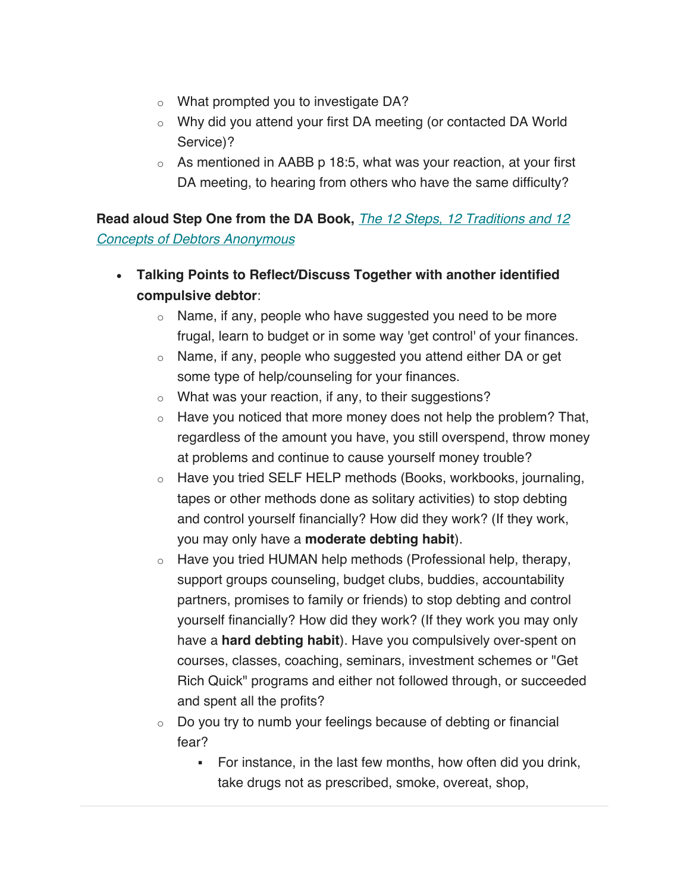- What prompted you to investigate DA?
    - Why did you attend your first DA meeting (or contacted DA World Service)?
    - As mentioned in AABB p 18:5, what was your reaction, at your first DA meeting, to hearing from others who have the same difficulty?

**Read aloud Step One from the DA Book,** *The 12 Steps, 12 Traditions and 12 Concepts of Debtors Anonymous*

- **Talking Points to Reflect/Discuss Together with another identified compulsive debtor**:
    - Name, if any, people who have suggested you need to be more frugal, learn to budget or in some way 'get control' of your finances.
    - Name, if any, people who suggested you attend either DA or get some type of help/counseling for your finances.
    - What was your reaction, if any, to their suggestions?
    - Have you noticed that more money does not help the problem? That, regardless of the amount you have, you still overspend, throw money at problems and continue to cause yourself money trouble?
    - Have you tried SELF HELP methods (Books, workbooks, journaling, tapes or other methods done as solitary activities) to stop debting and control yourself financially? How did they work? (If they work, you may only have a **moderate debting habit**).
    - Have you tried HUMAN help methods (Professional help, therapy, support groups counseling, budget clubs, buddies, accountability partners, promises to family or friends) to stop debting and control yourself financially? How did they work? (If they work you may only have a **hard debting habit**). Have you compulsively over-spent on courses, classes, coaching, seminars, investment schemes or "Get Rich Quick" programs and either not followed through, or succeeded and spent all the profits?
    - Do you try to numb your feelings because of debting or financial fear?
        - For instance, in the last few months, how often did you drink, take drugs not as prescribed, smoke, overeat, shop,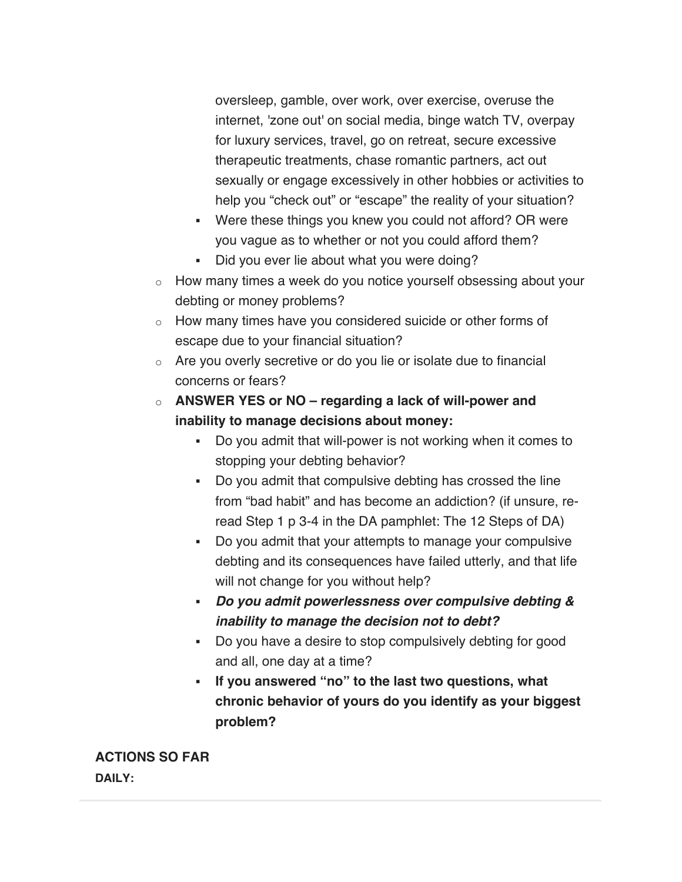oversleep, gamble, over work, over exercise, overuse the internet, 'zone out' on social media, binge watch TV, overpay for luxury services, travel, go on retreat, secure excessive therapeutic treatments, chase romantic partners, act out sexually or engage excessively in other hobbies or activities to help you "check out" or "escape" the reality of your situation?
    - Were these things you knew you could not afford? OR were you vague as to whether or not you could afford them?
    - Did you ever lie about what you were doing?
  - How many times a week do you notice yourself obsessing about your debting or money problems?
  - How many times have you considered suicide or other forms of escape due to your financial situation?
  - Are you overly secretive or do you lie or isolate due to financial concerns or fears?
  - **ANSWER YES or NO – regarding a lack of will-power and inability to manage decisions about money:**
    - Do you admit that will-power is not working when it comes to stopping your debting behavior?
    - Do you admit that compulsive debting has crossed the line from "bad habit" and has become an addiction? (if unsure, re-read Step 1 p 3-4 in the DA pamphlet: The 12 Steps of DA)
    - Do you admit that your attempts to manage your compulsive debting and its consequences have failed utterly, and that life will not change for you without help?
    - ***Do you admit powerlessness over compulsive debting & inability to manage the decision not to debt?***
    - Do you have a desire to stop compulsively debting for good and all, one day at a time?
    - **If you answered "no" to the last two questions, what chronic behavior of yours do you identify as your biggest problem?**

**ACTIONS SO FAR**

**DAILY:**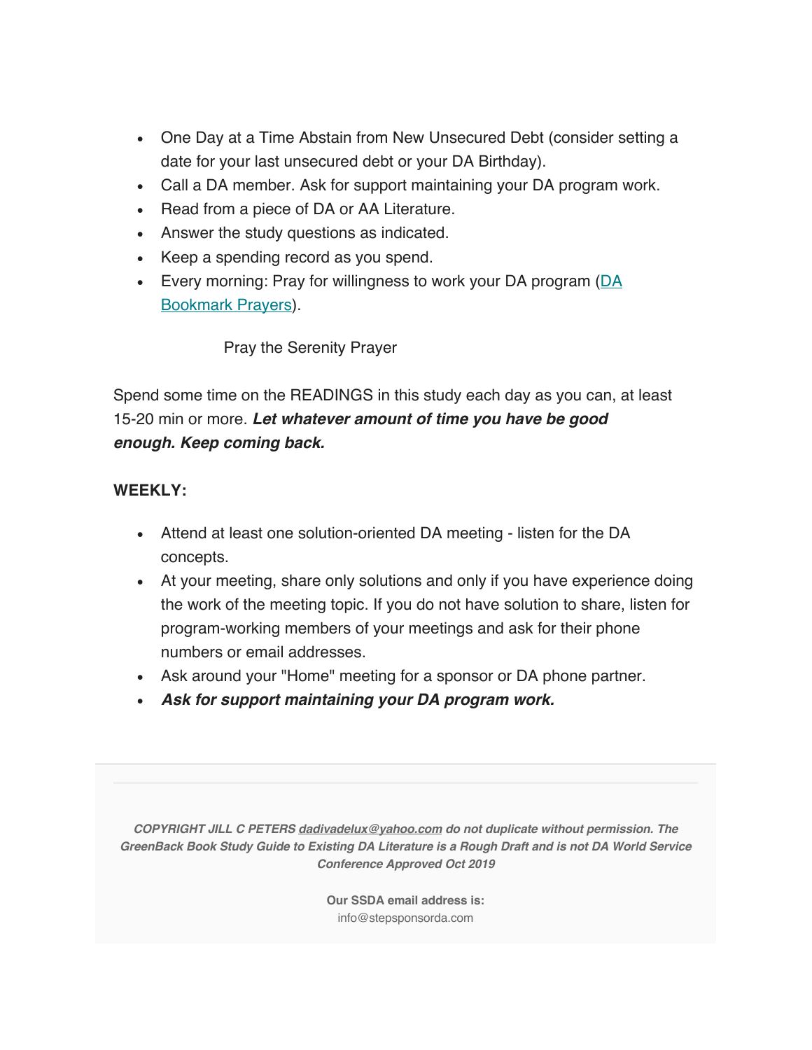- One Day at a Time Abstain from New Unsecured Debt (consider setting a date for your last unsecured debt or your DA Birthday).
- Call a DA member. Ask for support maintaining your DA program work.
- Read from a piece of DA or AA Literature.
- Answer the study questions as indicated.
- Keep a spending record as you spend.
- Every morning: Pray for willingness to work your DA program (DA Bookmark Prayers).

Pray the Serenity Prayer

Spend some time on the READINGS in this study each day as you can, at least 15-20 min or more. ***Let whatever amount of time you have be good enough. Keep coming back.***

**WEEKLY:**

- Attend at least one solution-oriented DA meeting - listen for the DA concepts.
- At your meeting, share only solutions and only if you have experience doing the work of the meeting topic. If you do not have solution to share, listen for program-working members of your meetings and ask for their phone numbers or email addresses.
- Ask around your "Home" meeting for a sponsor or DA phone partner.
- ***Ask for support maintaining your DA program work.***

---

***COPYRIGHT JILL C PETERS dadivadelux@yahoo.com do not duplicate without permission. The GreenBack Book Study Guide to Existing DA Literature is a Rough Draft and is not DA World Service Conference Approved Oct 2019***

**Our SSDA email address is:**
info@stepsponsorda.com